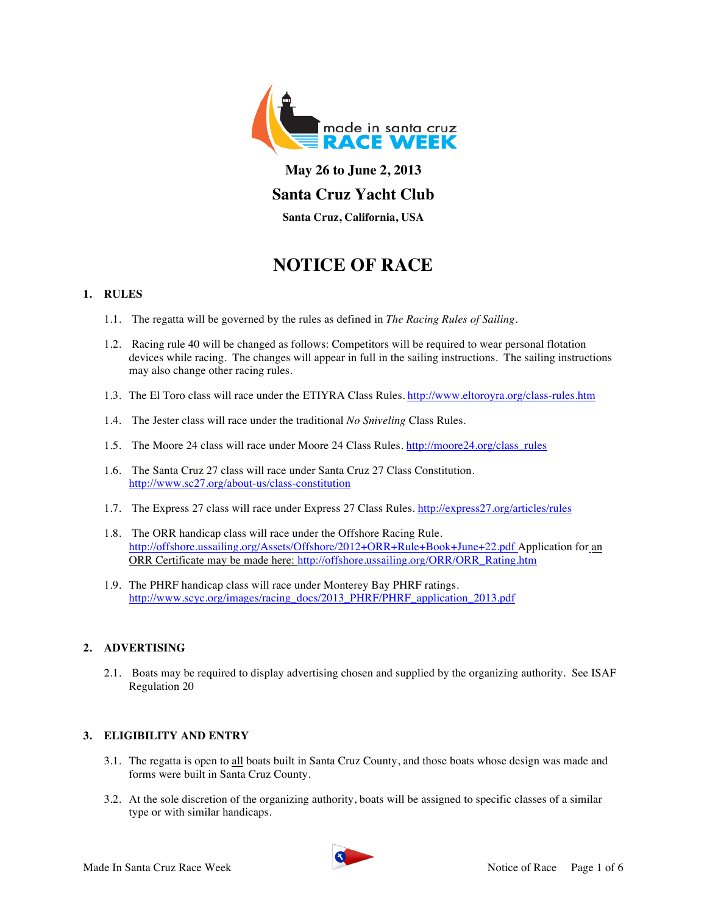made in santa cruz RACE WEEK

**May 26 to June 2, 2013**

## Santa Cruz Yacht Club

**Santa Cruz, California, USA**

# NOTICE OF RACE

## 1. RULES

1.1. The regatta will be governed by the rules as defined in *The Racing Rules of Sailing*.

1.2. Racing rule 40 will be changed as follows: Competitors will be required to wear personal flotation devices while racing. The changes will appear in full in the sailing instructions. The sailing instructions may also change other racing rules.

1.3. The El Toro class will race under the ETIYRA Class Rules. http://www.eltoroyra.org/class-rules.htm

1.4. The Jester class will race under the traditional *No Sniveling* Class Rules.

1.5. The Moore 24 class will race under Moore 24 Class Rules. http://moore24.org/class_rules

1.6. The Santa Cruz 27 class will race under Santa Cruz 27 Class Constitution. http://www.sc27.org/about-us/class-constitution

1.7. The Express 27 class will race under Express 27 Class Rules. http://express27.org/articles/rules

1.8. The ORR handicap class will race under the Offshore Racing Rule. http://offshore.ussailing.org/Assets/Offshore/2012+ORR+Rule+Book+June+22.pdf Application for an ORR Certificate may be made here: http://offshore.ussailing.org/ORR/ORR_Rating.htm

1.9. The PHRF handicap class will race under Monterey Bay PHRF ratings. http://www.scyc.org/images/racing_docs/2013_PHRF/PHRF_application_2013.pdf

## 2. ADVERTISING

2.1. Boats may be required to display advertising chosen and supplied by the organizing authority. See ISAF Regulation 20

## 3. ELIGIBILITY AND ENTRY

3.1. The regatta is open to all boats built in Santa Cruz County, and those boats whose design was made and forms were built in Santa Cruz County.

3.2. At the sole discretion of the organizing authority, boats will be assigned to specific classes of a similar type or with similar handicaps.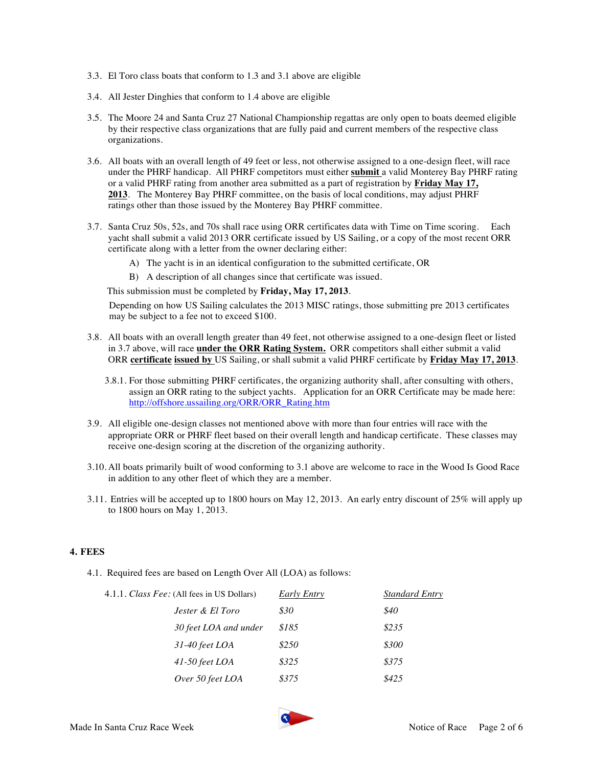3.3. El Toro class boats that conform to 1.3 and 3.1 above are eligible

3.4. All Jester Dinghies that conform to 1.4 above are eligible

3.5. The Moore 24 and Santa Cruz 27 National Championship regattas are only open to boats deemed eligible by their respective class organizations that are fully paid and current members of the respective class organizations.

3.6. All boats with an overall length of 49 feet or less, not otherwise assigned to a one-design fleet, will race under the PHRF handicap. All PHRF competitors must either **submit** a valid Monterey Bay PHRF rating or a valid PHRF rating from another area submitted as a part of registration by **Friday May 17, 2013**. The Monterey Bay PHRF committee, on the basis of local conditions, may adjust PHRF ratings other than those issued by the Monterey Bay PHRF committee.

3.7. Santa Cruz 50s, 52s, and 70s shall race using ORR certificates data with Time on Time scoring. Each yacht shall submit a valid 2013 ORR certificate issued by US Sailing, or a copy of the most recent ORR certificate along with a letter from the owner declaring either:

A) The yacht is in an identical configuration to the submitted certificate, OR

B) A description of all changes since that certificate was issued.

This submission must be completed by **Friday, May 17, 2013**.

Depending on how US Sailing calculates the 2013 MISC ratings, those submitting pre 2013 certificates may be subject to a fee not to exceed $100.

3.8. All boats with an overall length greater than 49 feet, not otherwise assigned to a one-design fleet or listed in 3.7 above, will race **under the ORR Rating System.** ORR competitors shall either submit a valid ORR **certificate issued by** US Sailing, or shall submit a valid PHRF certificate by **Friday May 17, 2013**.

3.8.1. For those submitting PHRF certificates, the organizing authority shall, after consulting with others, assign an ORR rating to the subject yachts. Application for an ORR Certificate may be made here: http://offshore.ussailing.org/ORR/ORR_Rating.htm

3.9. All eligible one-design classes not mentioned above with more than four entries will race with the appropriate ORR or PHRF fleet based on their overall length and handicap certificate. These classes may receive one-design scoring at the discretion of the organizing authority.

3.10. All boats primarily built of wood conforming to 3.1 above are welcome to race in the Wood Is Good Race in addition to any other fleet of which they are a member.

3.11. Entries will be accepted up to 1800 hours on May 12, 2013. An early entry discount of 25% will apply up to 1800 hours on May 1, 2013.

## 4. FEES

4.1. Required fees are based on Length Over All (LOA) as follows:

4.1.1. *Class Fee:* (All fees in US Dollars)

| | *Early Entry* | *Standard Entry* |
|---|---|---|
| *Jester & El Toro* | *$30* | *$40* |
| *30 feet LOA and under* | *$185* | *$235* |
| *31-40 feet LOA* | *$250* | *$300* |
| *41-50 feet LOA* | *$325* | *$375* |
| *Over 50 feet LOA* | *$375* | *$425* |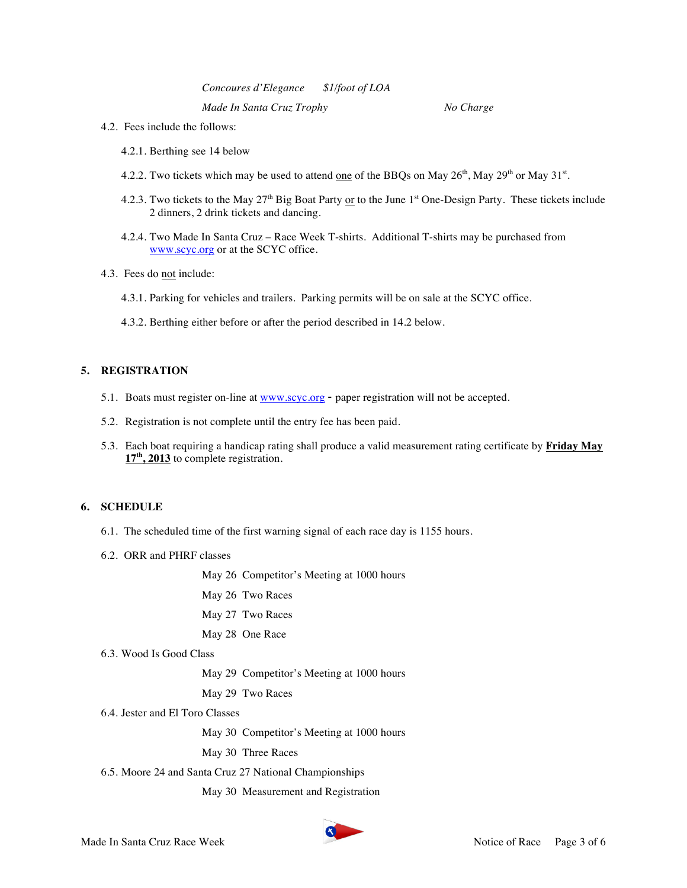*Concoures d'Elegance* *$1/foot of LOA*

*Made In Santa Cruz Trophy* *No Charge*

4.2. Fees include the follows:

4.2.1. Berthing see 14 below

4.2.2. Two tickets which may be used to attend one of the BBQs on May 26th, May 29th or May 31st.

4.2.3. Two tickets to the May 27th Big Boat Party or to the June 1st One-Design Party. These tickets include 2 dinners, 2 drink tickets and dancing.

4.2.4. Two Made In Santa Cruz – Race Week T-shirts. Additional T-shirts may be purchased from www.scyc.org or at the SCYC office.

4.3. Fees do not include:

4.3.1. Parking for vehicles and trailers. Parking permits will be on sale at the SCYC office.

4.3.2. Berthing either before or after the period described in 14.2 below.

## 5. REGISTRATION

5.1. Boats must register on-line at www.scyc.org - paper registration will not be accepted.

5.2. Registration is not complete until the entry fee has been paid.

5.3. Each boat requiring a handicap rating shall produce a valid measurement rating certificate by **Friday May 17th, 2013** to complete registration.

## 6. SCHEDULE

6.1. The scheduled time of the first warning signal of each race day is 1155 hours.

6.2. ORR and PHRF classes

May 26 Competitor's Meeting at 1000 hours

May 26 Two Races

May 27 Two Races

May 28 One Race

6.3. Wood Is Good Class

May 29 Competitor's Meeting at 1000 hours

May 29 Two Races

6.4. Jester and El Toro Classes

May 30 Competitor's Meeting at 1000 hours

May 30 Three Races

6.5. Moore 24 and Santa Cruz 27 National Championships

May 30 Measurement and Registration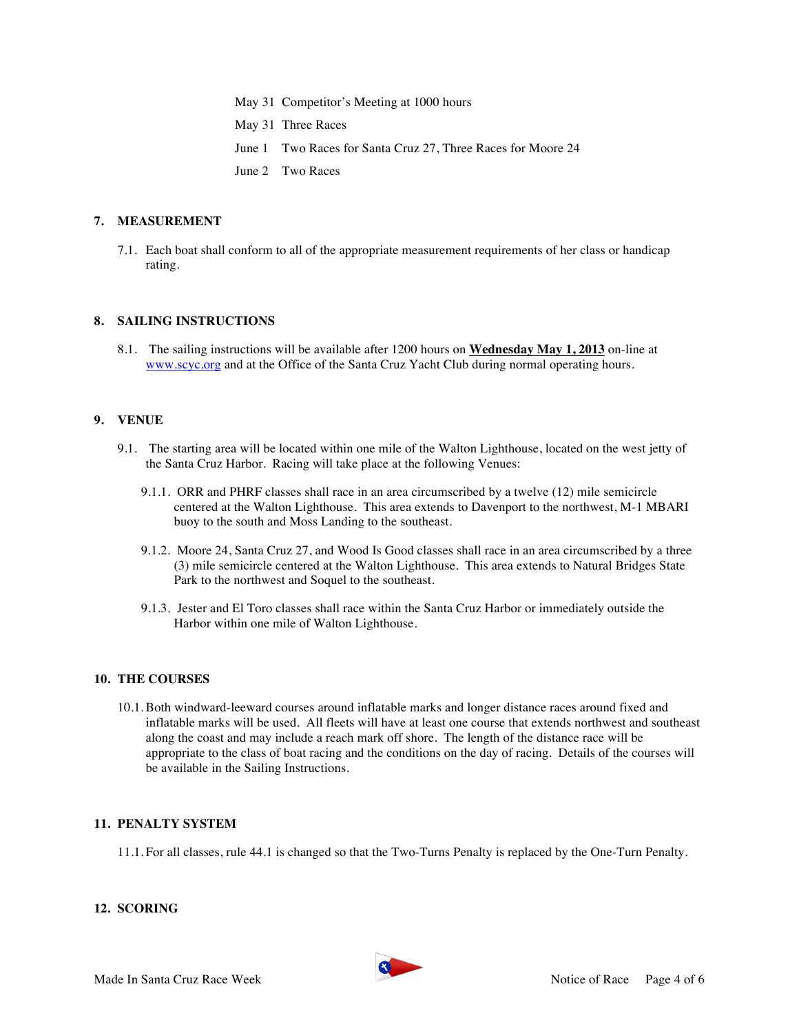May 31 Competitor's Meeting at 1000 hours

May 31 Three Races

June 1 Two Races for Santa Cruz 27, Three Races for Moore 24

June 2 Two Races

## 7. MEASUREMENT

7.1. Each boat shall conform to all of the appropriate measurement requirements of her class or handicap rating.

## 8. SAILING INSTRUCTIONS

8.1. The sailing instructions will be available after 1200 hours on **Wednesday May 1, 2013** on-line at www.scyc.org and at the Office of the Santa Cruz Yacht Club during normal operating hours.

## 9. VENUE

9.1. The starting area will be located within one mile of the Walton Lighthouse, located on the west jetty of the Santa Cruz Harbor. Racing will take place at the following Venues:

9.1.1. ORR and PHRF classes shall race in an area circumscribed by a twelve (12) mile semicircle centered at the Walton Lighthouse. This area extends to Davenport to the northwest, M-1 MBARI buoy to the south and Moss Landing to the southeast.

9.1.2. Moore 24, Santa Cruz 27, and Wood Is Good classes shall race in an area circumscribed by a three (3) mile semicircle centered at the Walton Lighthouse. This area extends to Natural Bridges State Park to the northwest and Soquel to the southeast.

9.1.3. Jester and El Toro classes shall race within the Santa Cruz Harbor or immediately outside the Harbor within one mile of Walton Lighthouse.

## 10. THE COURSES

10.1. Both windward-leeward courses around inflatable marks and longer distance races around fixed and inflatable marks will be used. All fleets will have at least one course that extends northwest and southeast along the coast and may include a reach mark off shore. The length of the distance race will be appropriate to the class of boat racing and the conditions on the day of racing. Details of the courses will be available in the Sailing Instructions.

## 11. PENALTY SYSTEM

11.1. For all classes, rule 44.1 is changed so that the Two-Turns Penalty is replaced by the One-Turn Penalty.

## 12. SCORING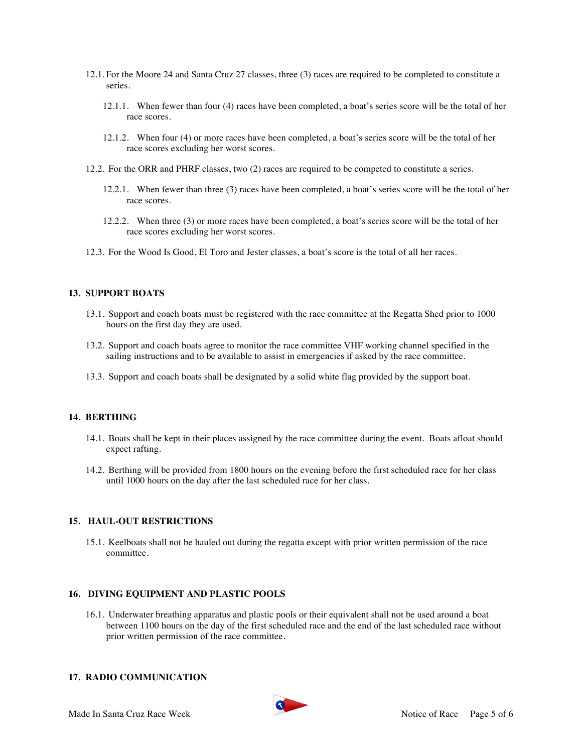12.1. For the Moore 24 and Santa Cruz 27 classes, three (3) races are required to be completed to constitute a series.

12.1.1. When fewer than four (4) races have been completed, a boat's series score will be the total of her race scores.

12.1.2. When four (4) or more races have been completed, a boat's series score will be the total of her race scores excluding her worst scores.

12.2. For the ORR and PHRF classes, two (2) races are required to be competed to constitute a series.

12.2.1. When fewer than three (3) races have been completed, a boat's series score will be the total of her race scores.

12.2.2. When three (3) or more races have been completed, a boat's series score will be the total of her race scores excluding her worst scores.

12.3. For the Wood Is Good, El Toro and Jester classes, a boat's score is the total of all her races.

## 13. SUPPORT BOATS

13.1. Support and coach boats must be registered with the race committee at the Regatta Shed prior to 1000 hours on the first day they are used.

13.2. Support and coach boats agree to monitor the race committee VHF working channel specified in the sailing instructions and to be available to assist in emergencies if asked by the race committee.

13.3. Support and coach boats shall be designated by a solid white flag provided by the support boat.

## 14. BERTHING

14.1. Boats shall be kept in their places assigned by the race committee during the event. Boats afloat should expect rafting.

14.2. Berthing will be provided from 1800 hours on the evening before the first scheduled race for her class until 1000 hours on the day after the last scheduled race for her class.

## 15. HAUL-OUT RESTRICTIONS

15.1. Keelboats shall not be hauled out during the regatta except with prior written permission of the race committee.

## 16. DIVING EQUIPMENT AND PLASTIC POOLS

16.1. Underwater breathing apparatus and plastic pools or their equivalent shall not be used around a boat between 1100 hours on the day of the first scheduled race and the end of the last scheduled race without prior written permission of the race committee.

## 17. RADIO COMMUNICATION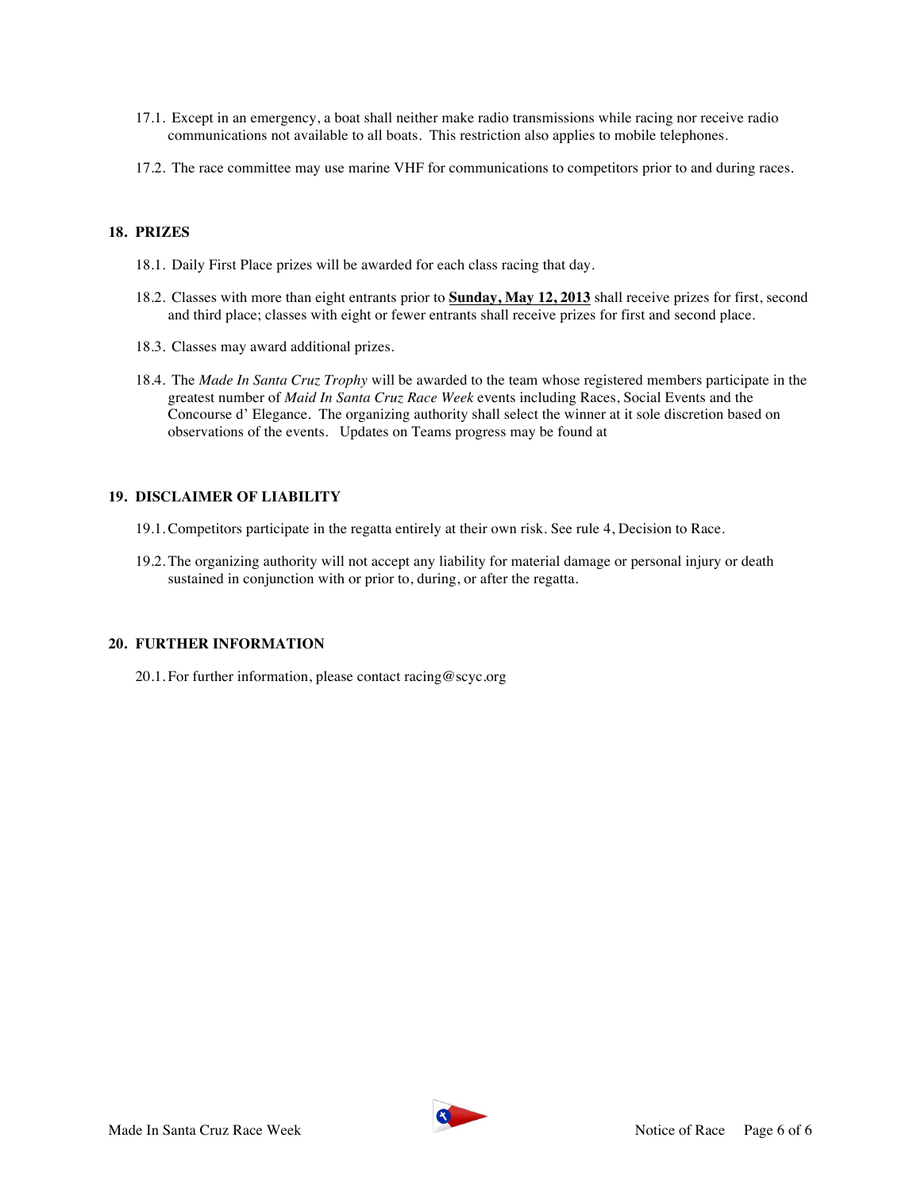17.1. Except in an emergency, a boat shall neither make radio transmissions while racing nor receive radio communications not available to all boats. This restriction also applies to mobile telephones.

17.2. The race committee may use marine VHF for communications to competitors prior to and during races.

## 18. PRIZES

18.1. Daily First Place prizes will be awarded for each class racing that day.

18.2. Classes with more than eight entrants prior to **Sunday, May 12, 2013** shall receive prizes for first, second and third place; classes with eight or fewer entrants shall receive prizes for first and second place.

18.3. Classes may award additional prizes.

18.4. The *Made In Santa Cruz Trophy* will be awarded to the team whose registered members participate in the greatest number of *Maid In Santa Cruz Race Week* events including Races, Social Events and the Concourse d' Elegance. The organizing authority shall select the winner at it sole discretion based on observations of the events. Updates on Teams progress may be found at

## 19. DISCLAIMER OF LIABILITY

19.1. Competitors participate in the regatta entirely at their own risk. See rule 4, Decision to Race.

19.2. The organizing authority will not accept any liability for material damage or personal injury or death sustained in conjunction with or prior to, during, or after the regatta.

## 20. FURTHER INFORMATION

20.1. For further information, please contact racing@scyc.org